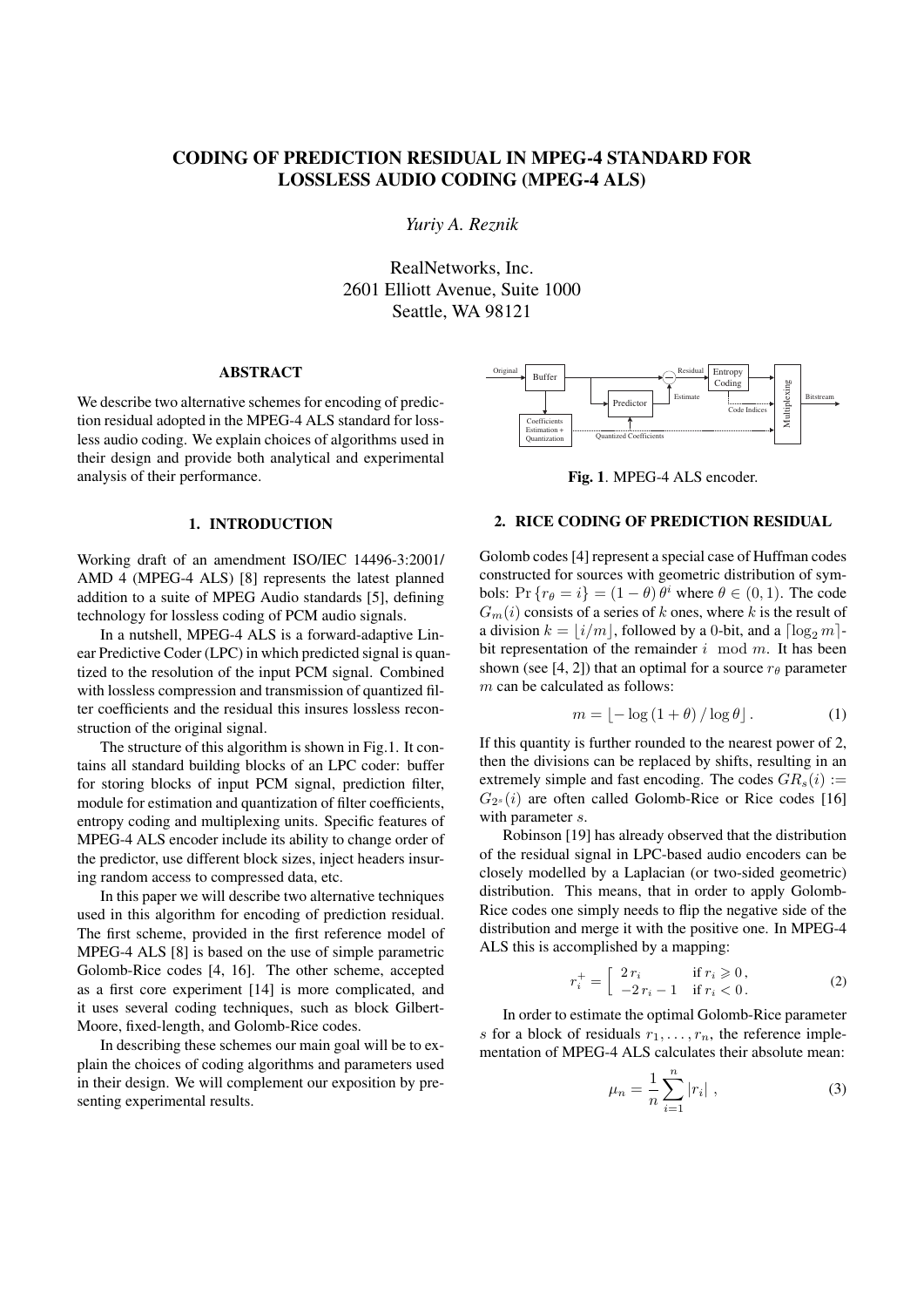# CODING OF PREDICTION RESIDUAL IN MPEG-4 STANDARD FOR LOSSLESS AUDIO CODING (MPEG-4 ALS)

*Yuriy A. Reznik*

RealNetworks, Inc.
2601 Elliott Avenue, Suite 1000
Seattle, WA 98121

## ABSTRACT

We describe two alternative schemes for encoding of prediction residual adopted in the MPEG-4 ALS standard for lossless audio coding. We explain choices of algorithms used in their design and provide both analytical and experimental analysis of their performance.

## 1. INTRODUCTION

Working draft of an amendment ISO/IEC 14496-3:2001/ AMD 4 (MPEG-4 ALS) [8] represents the latest planned addition to a suite of MPEG Audio standards [5], defining technology for lossless coding of PCM audio signals.

In a nutshell, MPEG-4 ALS is a forward-adaptive Linear Predictive Coder (LPC) in which predicted signal is quantized to the resolution of the input PCM signal. Combined with lossless compression and transmission of quantized filter coefficients and the residual this insures lossless reconstruction of the original signal.

The structure of this algorithm is shown in Fig.1. It contains all standard building blocks of an LPC coder: buffer for storing blocks of input PCM signal, prediction filter, module for estimation and quantization of filter coefficients, entropy coding and multiplexing units. Specific features of MPEG-4 ALS encoder include its ability to change order of the predictor, use different block sizes, inject headers insuring random access to compressed data, etc.

In this paper we will describe two alternative techniques used in this algorithm for encoding of prediction residual. The first scheme, provided in the first reference model of MPEG-4 ALS [8] is based on the use of simple parametric Golomb-Rice codes [4, 16]. The other scheme, accepted as a first core experiment [14] is more complicated, and it uses several coding techniques, such as block Gilbert-Moore, fixed-length, and Golomb-Rice codes.

In describing these schemes our main goal will be to explain the choices of coding algorithms and parameters used in their design. We will complement our exposition by presenting experimental results.

Original → Buffer → Predictor → Residual → Entropy Coding → Multiplexing → Bitstream; Coefficients Estimation + Quantization; Estimate; Code Indices; Quantized Coefficients

**Fig. 1**. MPEG-4 ALS encoder.

## 2. RICE CODING OF PREDICTION RESIDUAL

Golomb codes [4] represent a special case of Huffman codes constructed for sources with geometric distribution of symbols: $\Pr\{r_\theta = i\} = (1-\theta)\,\theta^i$ where $\theta \in (0,1)$. The code $G_m(i)$ consists of a series of $k$ ones, where $k$ is the result of a division $k = \lfloor i/m \rfloor$, followed by a 0-bit, and a $\lceil \log_2 m \rceil$-bit representation of the remainder $i \mod m$. It has been shown (see [4, 2]) that an optimal for a source $r_\theta$ parameter $m$ can be calculated as follows:

$$m = \lfloor -\log(1+\theta) / \log\theta \rfloor . \tag{1}$$

If this quantity is further rounded to the nearest power of 2, then the divisions can be replaced by shifts, resulting in an extremely simple and fast encoding. The codes $GR_s(i) := G_{2^s}(i)$ are often called Golomb-Rice or Rice codes [16] with parameter $s$.

Robinson [19] has already observed that the distribution of the residual signal in LPC-based audio encoders can be closely modelled by a Laplacian (or two-sided geometric) distribution. This means, that in order to apply Golomb-Rice codes one simply needs to flip the negative side of the distribution and merge it with the positive one. In MPEG-4 ALS this is accomplished by a mapping:

$$r_i^+ = \left[ \begin{array}{ll} 2\,r_i & \text{if } r_i \geqslant 0\,, \\ -2\,r_i - 1 & \text{if } r_i < 0\,. \end{array} \right. \tag{2}$$

In order to estimate the optimal Golomb-Rice parameter $s$ for a block of residuals $r_1, \ldots, r_n$, the reference implementation of MPEG-4 ALS calculates their absolute mean:

$$\mu_n = \frac{1}{n} \sum_{i=1}^{n} |r_i| \ , \tag{3}$$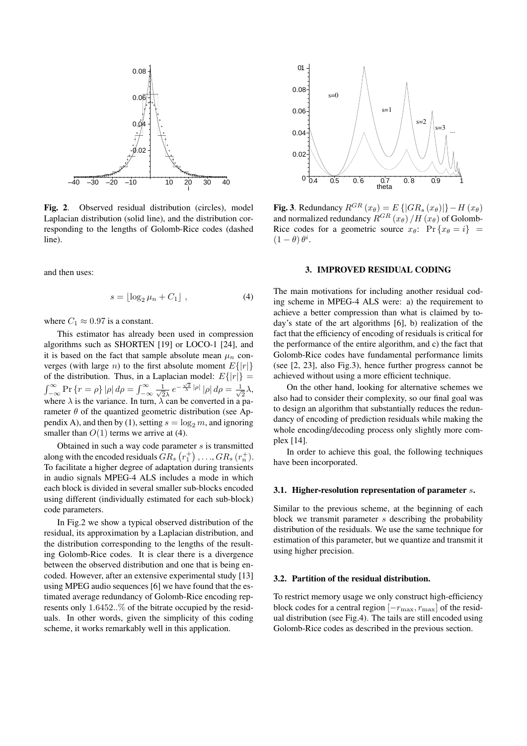**Fig. 2**. Observed residual distribution (circles), model Laplacian distribution (solid line), and the distribution corresponding to the lengths of Golomb-Rice codes (dashed line).

**Fig. 3**. Redundancy $R^{GR}(x_\theta) = E\{|GR_s(x_\theta)|\} - H(x_\theta)$ and normalized redundancy $R^{GR}(x_\theta)/H(x_\theta)$ of Golomb-Rice codes for a geometric source $x_\theta$: $\Pr\{x_\theta = i\} = (1-\theta)\theta^i$.

and then uses:

$$s = \lfloor \log_2 \mu_n + C_1 \rfloor \ , \tag{4}$$

where $C_1 \approx 0.97$ is a constant.

This estimator has already been used in compression algorithms such as SHORTEN [19] or LOCO-1 [24], and it is based on the fact that sample absolute mean $\mu_n$ converges (with large $n$) to the first absolute moment $E\{|r|\}$ of the distribution. Thus, in a Laplacian model: $E\{|r|\} = \int_{-\infty}^{\infty} \Pr\{r = \rho\} |\rho| \, d\rho = \int_{-\infty}^{\infty} \frac{1}{\sqrt{2}\lambda} e^{-\frac{\sqrt{2}}{\lambda}|\rho|} |\rho| \, d\rho = \frac{1}{\sqrt{2}}\lambda$, where $\lambda$ is the variance. In turn, $\lambda$ can be converted in a parameter $\theta$ of the quantized geometric distribution (see Appendix A), and then by (1), setting $s = \log_2 m$, and ignoring smaller than $O(1)$ terms we arrive at (4).

Obtained in such a way code parameter $s$ is transmitted along with the encoded residuals $GR_s(r_1^+), \ldots, GR_s(r_n^+)$. To facilitate a higher degree of adaptation during transients in audio signals MPEG-4 ALS includes a mode in which each block is divided in several smaller sub-blocks encoded using different (individually estimated for each sub-block) code parameters.

In Fig.2 we show a typical observed distribution of the residual, its approximation by a Laplacian distribution, and the distribution corresponding to the lengths of the resulting Golomb-Rice codes. It is clear there is a divergence between the observed distribution and one that is being encoded. However, after an extensive experimental study [13] using MPEG audio sequences [6] we have found that the estimated average redundancy of Golomb-Rice encoding represents only $1.6452..\%$ of the bitrate occupied by the residuals. In other words, given the simplicity of this coding scheme, it works remarkably well in this application.

## 3. IMPROVED RESIDUAL CODING

The main motivations for including another residual coding scheme in MPEG-4 ALS were: a) the requirement to achieve a better compression than what is claimed by today's state of the art algorithms [6], b) realization of the fact that the efficiency of encoding of residuals is critical for the performance of the entire algorithm, and c) the fact that Golomb-Rice codes have fundamental performance limits (see [2, 23], also Fig.3), hence further progress cannot be achieved without using a more efficient technique.

On the other hand, looking for alternative schemes we also had to consider their complexity, so our final goal was to design an algorithm that substantially reduces the redundancy of encoding of prediction residuals while making the whole encoding/decoding process only slightly more complex [14].

In order to achieve this goal, the following techniques have been incorporated.

### 3.1. Higher-resolution representation of parameter $s$.

Similar to the previous scheme, at the beginning of each block we transmit parameter $s$ describing the probability distribution of the residuals. We use the same technique for estimation of this parameter, but we quantize and transmit it using higher precision.

### 3.2. Partition of the residual distribution.

To restrict memory usage we only construct high-efficiency block codes for a central region $[-r_{\max}, r_{\max}]$ of the residual distribution (see Fig.4). The tails are still encoded using Golomb-Rice codes as described in the previous section.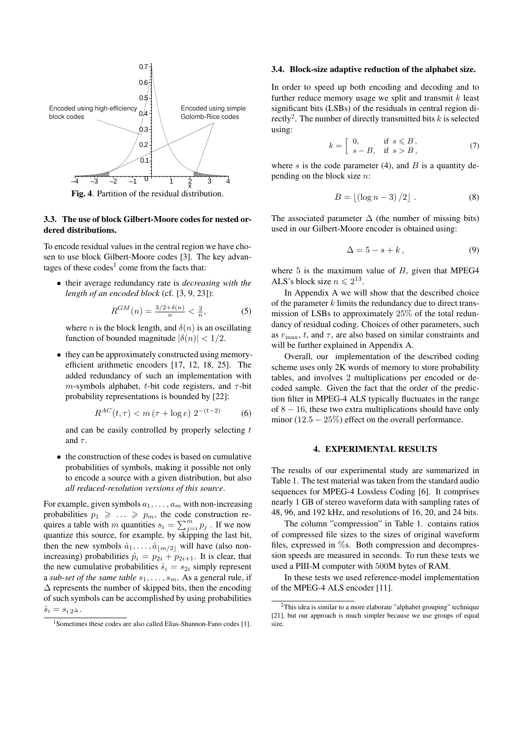Fig. 4. Partition of the residual distribution.

### 3.3. The use of block Gilbert-Moore codes for nested ordered distributions.

To encode residual values in the central region we have chosen to use block Gilbert-Moore codes [3]. The key advantages of these codes[1] come from the facts that:

- their average redundancy rate is *decreasing with the length of an encoded block* (cf. [3, 9, 23]):

$$R^{GM}(n) = \frac{3/2+\delta(n)}{n} < \frac{2}{n}, \tag{5}$$

  where $n$ is the block length, and $\delta(n)$ is an oscillating function of bounded magnitude $|\delta(n)| < 1/2$.

- they can be approximately constructed using memory-efficient arithmetic encoders [17, 12, 18, 25]. The added redundancy of such an implementation with $m$-symbols alphabet, $t$-bit code registers, and $\tau$-bit probability representations is bounded by [22]:

$$R^{AC}(t, \tau) < m\,(\tau + \log e)\; 2^{-(t-2)} \tag{6}$$

  and can be easily controlled by properly selecting $t$ and $\tau$.

- the construction of these codes is based on cumulative probabilities of symbols, making it possible not only to encode a source with a given distribution, but also *all reduced-resolution versions of this source*.

For example, given symbols $a_1, \ldots, a_m$ with non-increasing probabilities $p_1 \geqslant \ldots \geqslant p_m$, the code construction requires a table with $m$ quantities $s_i = \sum_{j=i}^{m} p_j$ . If we now quantize this source, for example, by skipping the last bit, then the new symbols $\hat{a}_1, \ldots, \hat{a}_{\lfloor m/2 \rfloor}$ will have (also non-increasing) probabilities $\hat{p}_i = p_{2i} + p_{2i+1}$. It is clear, that the new cumulative probabilities $\hat{s}_i = s_{2i}$ simply represent a *sub-set of the same table* $s_1, \ldots, s_m$. As a general rule, if $\Delta$ represents the number of skipped bits, then the encoding of such symbols can be accomplished by using probabilities $\hat{s}_i = s_{i\,2^\Delta}$.

[1] Sometimes these codes are also called Elias-Shannon-Fano codes [1].

### 3.4. Block-size adaptive reduction of the alphabet size.

In order to speed up both encoding and decoding and to further reduce memory usage we split and transmit $k$ least significant bits (LSBs) of the residuals in central region directly[2]. The number of directly transmitted bits $k$ is selected using:

$$k = \left[ \begin{array}{ll} 0, & \text{if } s \leqslant B\,, \\ s - B, & \text{if } s > B\,, \end{array} \right. \tag{7}$$

where $s$ is the code parameter (4), and $B$ is a quantity depending on the block size $n$:

$$B = \lfloor (\log n - 3)\,/2 \rfloor\ . \tag{8}$$

The associated parameter $\Delta$ (the number of missing bits) used in our Gilbert-Moore encoder is obtained using:

$$\Delta = 5 - s + k\,, \tag{9}$$

where 5 is the maximum value of $B$, given that MPEG4 ALS's block size $n \leqslant 2^{13}$.

In Appendix A we will show that the described choice of the parameter $k$ limits the redundancy due to direct transmission of LSBs to approximately 25% of the total redundancy of residual coding. Choices of other parameters, such as $r_{\max}$, $t$, and $\tau$, are also based on similar constraints and will be further explained in Appendix A.

Overall, our implementation of the described coding scheme uses only 2K words of memory to store probability tables, and involves 2 multiplications per encoded or decoded sample. Given the fact that the order of the prediction filter in MPEG-4 ALS typically fluctuates in the range of $8 - 16$, these two extra multiplications should have only minor ($12.5 - 25\%$) effect on the overall performance.

## 4. EXPERIMENTAL RESULTS

The results of our experimental study are summarized in Table 1. The test material was taken from the standard audio sequences for MPEG-4 Lossless Coding [6]. It comprises nearly 1 GB of stereo waveform data with sampling rates of 48, 96, and 192 kHz, and resolutions of 16, 20, and 24 bits.

The column "compression" in Table 1. contains ratios of compressed file sizes to the sizes of original waveform files, expressed in %s. Both compression and decompression speeds are measured in seconds. To run these tests we used a PIII-M computer with 500M bytes of RAM.

In these tests we used reference-model implementation of the MPEG-4 ALS encoder [11].

[2] This idea is similar to a more elaborate "alphabet grouping" technique [21], but our approach is much simpler because we use groups of equal size.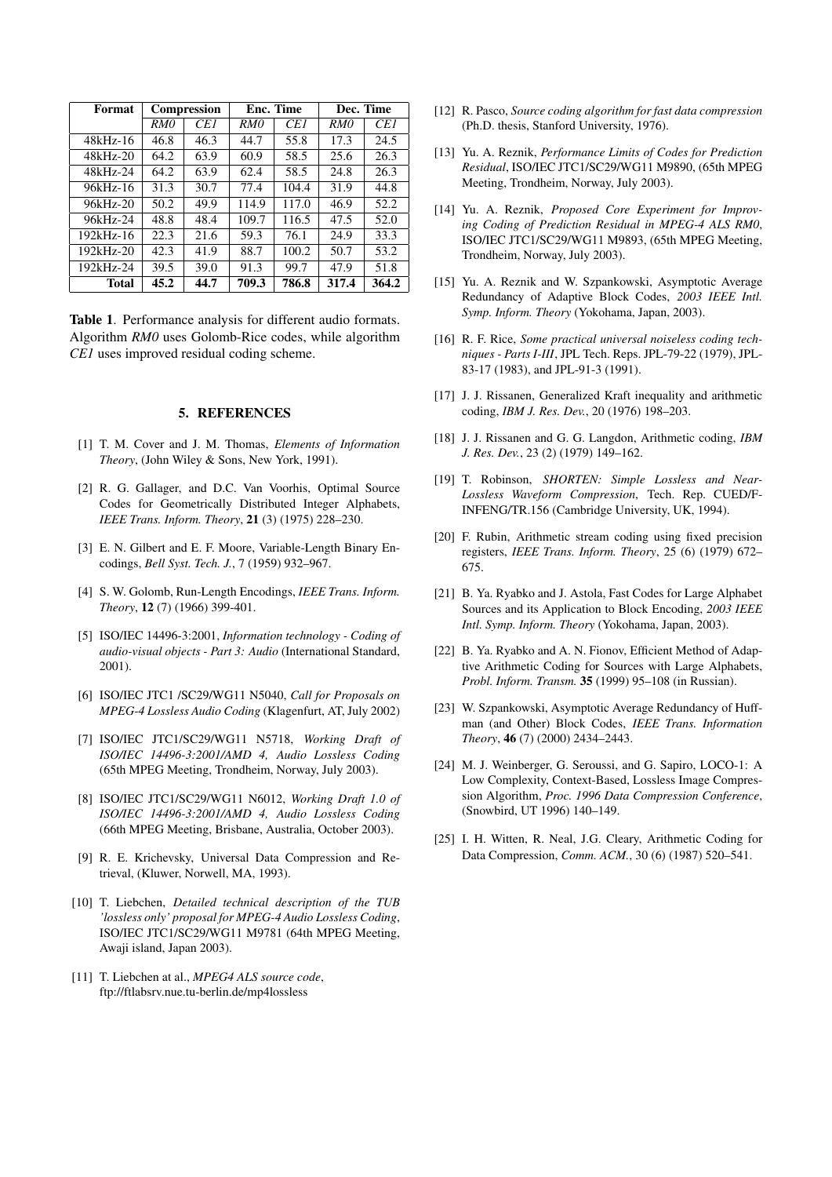| Format | Compression | | Enc. Time | | Dec. Time | |
|---|---|---|---|---|---|---|
| | *RM0* | *CE1* | *RM0* | *CE1* | *RM0* | *CE1* |
| 48kHz-16 | 46.8 | 46.3 | 44.7 | 55.8 | 17.3 | 24.5 |
| 48kHz-20 | 64.2 | 63.9 | 60.9 | 58.5 | 25.6 | 26.3 |
| 48kHz-24 | 64.2 | 63.9 | 62.4 | 58.5 | 24.8 | 26.3 |
| 96kHz-16 | 31.3 | 30.7 | 77.4 | 104.4 | 31.9 | 44.8 |
| 96kHz-20 | 50.2 | 49.9 | 114.9 | 117.0 | 46.9 | 52.2 |
| 96kHz-24 | 48.8 | 48.4 | 109.7 | 116.5 | 47.5 | 52.0 |
| 192kHz-16 | 22.3 | 21.6 | 59.3 | 76.1 | 24.9 | 33.3 |
| 192kHz-20 | 42.3 | 41.9 | 88.7 | 100.2 | 50.7 | 53.2 |
| 192kHz-24 | 39.5 | 39.0 | 91.3 | 99.7 | 47.9 | 51.8 |
| **Total** | **45.2** | **44.7** | **709.3** | **786.8** | **317.4** | **364.2** |

**Table 1**. Performance analysis for different audio formats. Algorithm *RM0* uses Golomb-Rice codes, while algorithm *CE1* uses improved residual coding scheme.

## 5. REFERENCES

[1] T. M. Cover and J. M. Thomas, *Elements of Information Theory*, (John Wiley & Sons, New York, 1991).

[2] R. G. Gallager, and D.C. Van Voorhis, Optimal Source Codes for Geometrically Distributed Integer Alphabets, *IEEE Trans. Inform. Theory*, **21** (3) (1975) 228–230.

[3] E. N. Gilbert and E. F. Moore, Variable-Length Binary Encodings, *Bell Syst. Tech. J.*, 7 (1959) 932–967.

[4] S. W. Golomb, Run-Length Encodings, *IEEE Trans. Inform. Theory*, **12** (7) (1966) 399-401.

[5] ISO/IEC 14496-3:2001, *Information technology - Coding of audio-visual objects - Part 3: Audio* (International Standard, 2001).

[6] ISO/IEC JTC1 /SC29/WG11 N5040, *Call for Proposals on MPEG-4 Lossless Audio Coding* (Klagenfurt, AT, July 2002)

[7] ISO/IEC JTC1/SC29/WG11 N5718, *Working Draft of ISO/IEC 14496-3:2001/AMD 4, Audio Lossless Coding* (65th MPEG Meeting, Trondheim, Norway, July 2003).

[8] ISO/IEC JTC1/SC29/WG11 N6012, *Working Draft 1.0 of ISO/IEC 14496-3:2001/AMD 4, Audio Lossless Coding* (66th MPEG Meeting, Brisbane, Australia, October 2003).

[9] R. E. Krichevsky, Universal Data Compression and Retrieval, (Kluwer, Norwell, MA, 1993).

[10] T. Liebchen, *Detailed technical description of the TUB 'lossless only' proposal for MPEG-4 Audio Lossless Coding*, ISO/IEC JTC1/SC29/WG11 M9781 (64th MPEG Meeting, Awaji island, Japan 2003).

[11] T. Liebchen at al., *MPEG4 ALS source code*, ftp://ftlabsrv.nue.tu-berlin.de/mp4lossless

[12] R. Pasco, *Source coding algorithm for fast data compression* (Ph.D. thesis, Stanford University, 1976).

[13] Yu. A. Reznik, *Performance Limits of Codes for Prediction Residual*, ISO/IEC JTC1/SC29/WG11 M9890, (65th MPEG Meeting, Trondheim, Norway, July 2003).

[14] Yu. A. Reznik, *Proposed Core Experiment for Improving Coding of Prediction Residual in MPEG-4 ALS RM0*, ISO/IEC JTC1/SC29/WG11 M9893, (65th MPEG Meeting, Trondheim, Norway, July 2003).

[15] Yu. A. Reznik and W. Szpankowski, Asymptotic Average Redundancy of Adaptive Block Codes, *2003 IEEE Intl. Symp. Inform. Theory* (Yokohama, Japan, 2003).

[16] R. F. Rice, *Some practical universal noiseless coding techniques - Parts I-III*, JPL Tech. Reps. JPL-79-22 (1979), JPL-83-17 (1983), and JPL-91-3 (1991).

[17] J. J. Rissanen, Generalized Kraft inequality and arithmetic coding, *IBM J. Res. Dev.*, 20 (1976) 198–203.

[18] J. J. Rissanen and G. G. Langdon, Arithmetic coding, *IBM J. Res. Dev.*, 23 (2) (1979) 149–162.

[19] T. Robinson, *SHORTEN: Simple Lossless and Near-Lossless Waveform Compression*, Tech. Rep. CUED/F-INFENG/TR.156 (Cambridge University, UK, 1994).

[20] F. Rubin, Arithmetic stream coding using fixed precision registers, *IEEE Trans. Inform. Theory*, 25 (6) (1979) 672–675.

[21] B. Ya. Ryabko and J. Astola, Fast Codes for Large Alphabet Sources and its Application to Block Encoding, *2003 IEEE Intl. Symp. Inform. Theory* (Yokohama, Japan, 2003).

[22] B. Ya. Ryabko and A. N. Fionov, Efficient Method of Adaptive Arithmetic Coding for Sources with Large Alphabets, *Probl. Inform. Transm.* **35** (1999) 95–108 (in Russian).

[23] W. Szpankowski, Asymptotic Average Redundancy of Huffman (and Other) Block Codes, *IEEE Trans. Information Theory*, **46** (7) (2000) 2434–2443.

[24] M. J. Weinberger, G. Seroussi, and G. Sapiro, LOCO-1: A Low Complexity, Context-Based, Lossless Image Compression Algorithm, *Proc. 1996 Data Compression Conference*, (Snowbird, UT 1996) 140–149.

[25] I. H. Witten, R. Neal, J.G. Cleary, Arithmetic Coding for Data Compression, *Comm. ACM.*, 30 (6) (1987) 520–541.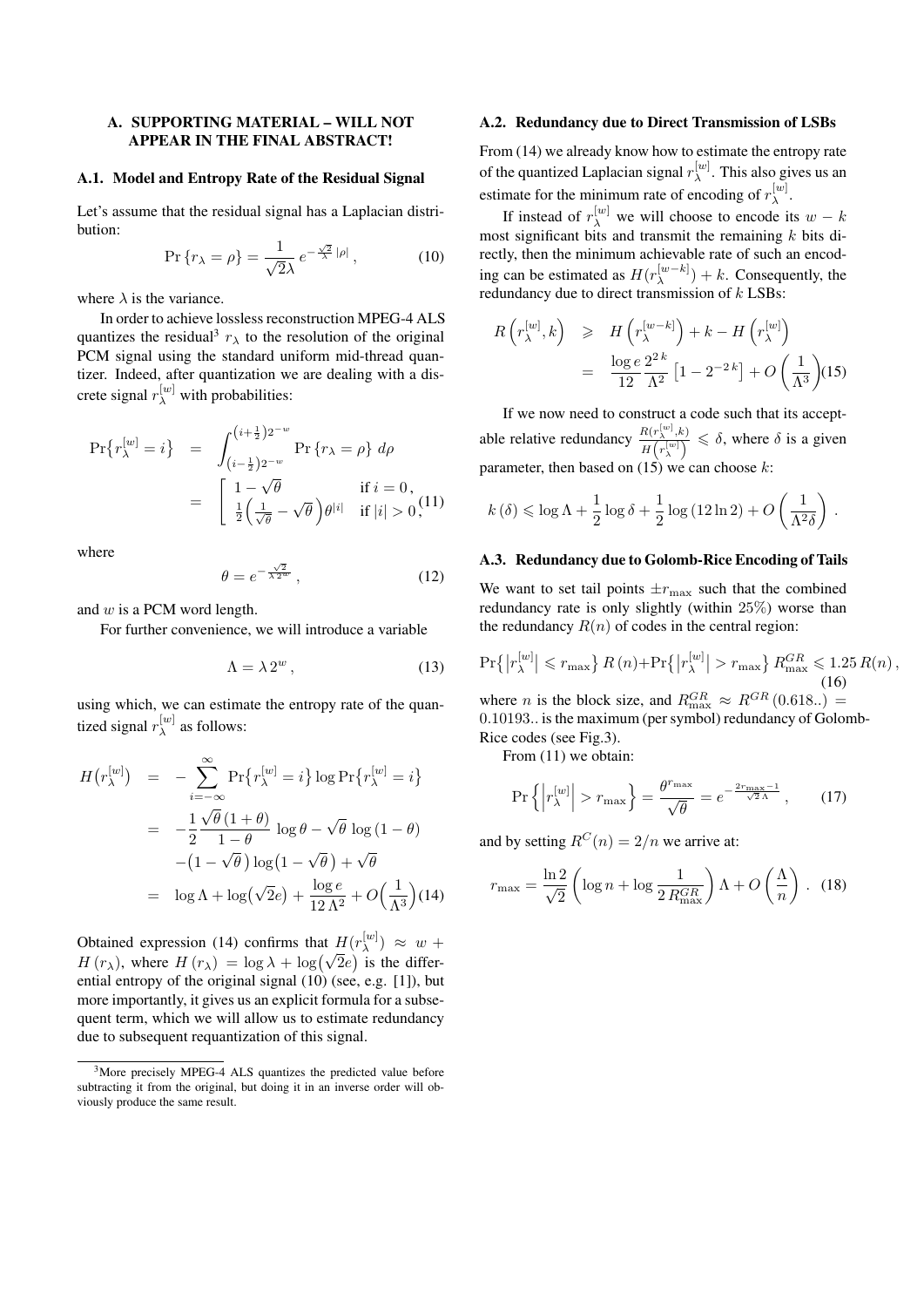## A. SUPPORTING MATERIAL – WILL NOT APPEAR IN THE FINAL ABSTRACT!

### A.1. Model and Entropy Rate of the Residual Signal

Let's assume that the residual signal has a Laplacian distribution:

$$\Pr\{r_\lambda = \rho\} = \frac{1}{\sqrt{2}\lambda}\, e^{-\frac{\sqrt{2}}{\lambda}|\rho|}\,, \tag{10}$$

where $\lambda$ is the variance.

In order to achieve lossless reconstruction MPEG-4 ALS quantizes the residual[3] $r_\lambda$ to the resolution of the original PCM signal using the standard uniform mid-thread quantizer. Indeed, after quantization we are dealing with a discrete signal $r_\lambda^{[w]}$ with probabilities:

$$\begin{aligned}\Pr\{r_\lambda^{[w]} = i\} &= \int_{\left(i-\frac{1}{2}\right)2^{-w}}^{\left(i+\frac{1}{2}\right)2^{-w}} \Pr\{r_\lambda = \rho\}\, d\rho \\ &= \begin{cases} 1-\sqrt{\theta} & \text{if } i = 0\,, \\ \frac{1}{2}\left(\frac{1}{\sqrt{\theta}} - \sqrt{\theta}\right)\theta^{|i|} & \text{if } |i| > 0\,, \end{cases}\end{aligned} \tag{11}$$

where

$$\theta = e^{-\frac{\sqrt{2}}{\lambda 2^w}}\,, \tag{12}$$

and $w$ is a PCM word length.

For further convenience, we will introduce a variable

$$\Lambda = \lambda\, 2^w\,, \tag{13}$$

using which, we can estimate the entropy rate of the quantized signal $r_\lambda^{[w]}$ as follows:

$$\begin{aligned} H\big(r_\lambda^{[w]}\big) &= -\sum_{i=-\infty}^{\infty} \Pr\{r_\lambda^{[w]} = i\} \log \Pr\{r_\lambda^{[w]} = i\} \\ &= -\frac{1}{2}\frac{\sqrt{\theta}\,(1+\theta)}{1-\theta}\,\log\theta - \sqrt{\theta}\,\log(1-\theta) \\ &\quad -\big(1-\sqrt{\theta}\big)\log\big(1-\sqrt{\theta}\big) + \sqrt{\theta} \\ &= \log\Lambda + \log\big(\sqrt{2}e\big) + \frac{\log e}{12\,\Lambda^2} + O\Big(\frac{1}{\Lambda^3}\Big) \end{aligned} \tag{14}$$

Obtained expression (14) confirms that $H(r_\lambda^{[w]}) \approx w + H(r_\lambda)$, where $H(r_\lambda) = \log\lambda + \log\big(\sqrt{2}e\big)$ is the differential entropy of the original signal (10) (see, e.g. [1]), but more importantly, it gives us an explicit formula for a subsequent term, which we will allow us to estimate redundancy due to subsequent requantization of this signal.

### A.2. Redundancy due to Direct Transmission of LSBs

From (14) we already know how to estimate the entropy rate of the quantized Laplacian signal $r_\lambda^{[w]}$. This also gives us an estimate for the minimum rate of encoding of $r_\lambda^{[w]}$.

If instead of $r_\lambda^{[w]}$ we will choose to encode its $w-k$ most significant bits and transmit the remaining $k$ bits directly, then the minimum achievable rate of such an encoding can be estimated as $H(r_\lambda^{[w-k]}) + k$. Consequently, the redundancy due to direct transmission of $k$ LSBs:

$$\begin{aligned} R\left(r_\lambda^{[w]}, k\right) &\geqslant H\left(r_\lambda^{[w-k]}\right) + k - H\left(r_\lambda^{[w]}\right) \\ &= \frac{\log e}{12}\frac{2^{2k}}{\Lambda^2}\left[1-2^{-2k}\right] + O\left(\frac{1}{\Lambda^3}\right) \end{aligned} \tag{15}$$

If we now need to construct a code such that its acceptable relative redundancy $\frac{R(r_\lambda^{[w]},k)}{H\left(r_\lambda^{[w]}\right)} \leqslant \delta$, where $\delta$ is a given parameter, then based on (15) we can choose $k$:

$$k(\delta) \leqslant \log\Lambda + \frac{1}{2}\log\delta + \frac{1}{2}\log\left(12\ln 2\right) + O\left(\frac{1}{\Lambda^2\delta}\right)\,.$$

### A.3. Redundancy due to Golomb-Rice Encoding of Tails

We want to set tail points $\pm r_{\max}$ such that the combined redundancy rate is only slightly (within 25%) worse than the redundancy $R(n)$ of codes in the central region:

$$\Pr\big\{\big|r_\lambda^{[w]}\big| \leqslant r_{\max}\big\}\, R\,(n) + \Pr\big\{\big|r_\lambda^{[w]}\big| > r_{\max}\big\}\, R_{\max}^{GR} \leqslant 1.25\, R(n)\,, \tag{16}$$

where $n$ is the block size, and $R_{\max}^{GR} \approx R^{GR}(0.618..) = 0.10193..$ is the maximum (per symbol) redundancy of Golomb-Rice codes (see Fig.3).

From (11) we obtain:

$$\Pr\left\{\left|r_\lambda^{[w]}\right| > r_{\max}\right\} = \frac{\theta^{r_{\max}}}{\sqrt{\theta}} = e^{-\frac{2 r_{\max}-1}{\sqrt{2}\,\Lambda}}\,, \tag{17}$$

and by setting $R^C(n) = 2/n$ we arrive at:

$$r_{\max} = \frac{\ln 2}{\sqrt{2}}\left(\log n + \log\frac{1}{2\,R_{\max}^{GR}}\right)\Lambda + O\left(\frac{\Lambda}{n}\right)\,. \tag{18}$$

---

[3] More precisely MPEG-4 ALS quantizes the predicted value before subtracting it from the original, but doing it in an inverse order will obviously produce the same result.